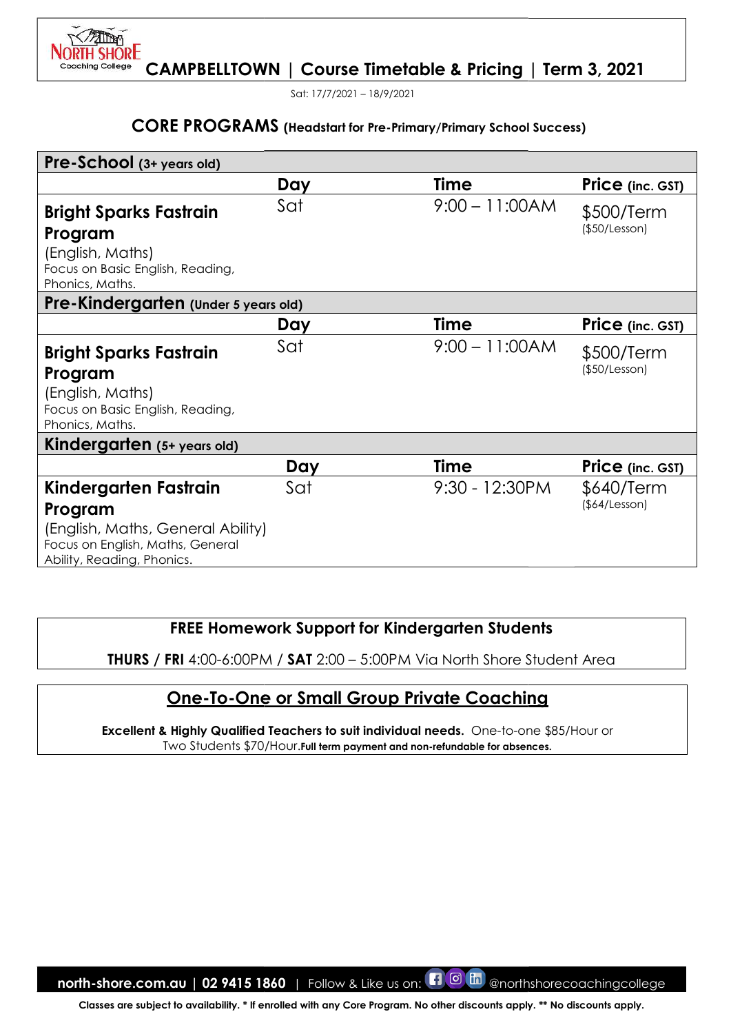# CAMPBELLTOWN | Course Timetable & Pricing | Term 3, 2021

Sat: 17/7/2021 – 18/9/2021

## CORE PROGRAMS (Headstart for Pre-Primary/Primary School Success)

| Pre-School (3+ years old) | | | |
|---|---|---|---|
| | **Day** | **Time** | **Price** (inc. GST) |
| **Bright Sparks Fastrain Program** (English, Maths) Focus on Basic English, Reading, Phonics, Maths. | Sat | 9:00 – 11:00AM | $500/Term ($50/Lesson) |
| **Pre-Kindergarten (Under 5 years old)** | | | |
| | **Day** | **Time** | **Price** (inc. GST) |
| **Bright Sparks Fastrain Program** (English, Maths) Focus on Basic English, Reading, Phonics, Maths. | Sat | 9:00 – 11:00AM | $500/Term ($50/Lesson) |
| **Kindergarten (5+ years old)** | | | |
| | **Day** | **Time** | **Price** (inc. GST) |
| **Kindergarten Fastrain Program** (English, Maths, General Ability) Focus on English, Maths, General Ability, Reading, Phonics. | Sat | 9:30 - 12:30PM | $640/Term ($64/Lesson) |

**FREE Homework Support for Kindergarten Students**

**THURS / FRI** 4:00-6:00PM / **SAT** 2:00 – 5:00PM Via North Shore Student Area

## One-To-One or Small Group Private Coaching

**Excellent & Highly Qualified Teachers to suit individual needs.** One-to-one $85/Hour or Two Students $70/Hour. **Full term payment and non-refundable for absences.**

**north-shore.com.au | 02 9415 1860** | Follow & Like us on: @northshorecoachingcollege

**Classes are subject to availability. * If enrolled with any Core Program. No other discounts apply. ** No discounts apply.**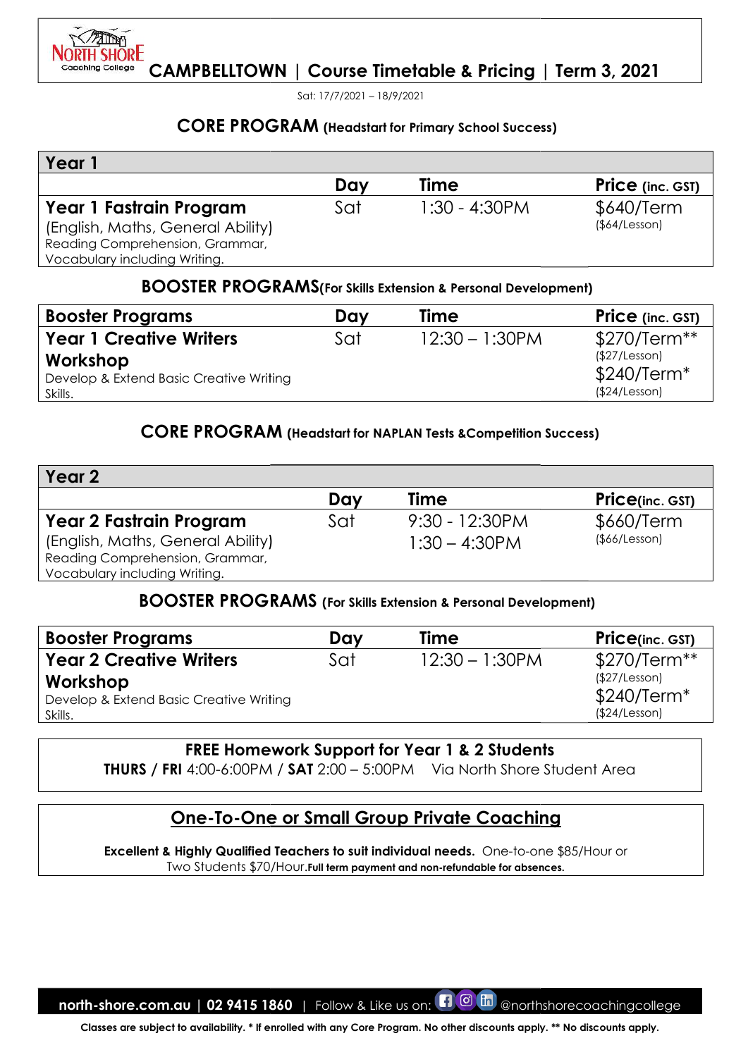# CAMPBELLTOWN | Course Timetable & Pricing | Term 3, 2021

Sat: 17/7/2021 – 18/9/2021

## CORE PROGRAM (Headstart for Primary School Success)

| Year 1 | Day | Time | Price (inc. GST) |
|---|---|---|---|
| **Year 1 Fastrain Program** (English, Maths, General Ability) Reading Comprehension, Grammar, Vocabulary including Writing. | Sat | 1:30 - 4:30PM | $640/Term ($64/Lesson) |

## BOOSTER PROGRAMS (For Skills Extension & Personal Development)

| Booster Programs | Day | Time | Price (inc. GST) |
|---|---|---|---|
| **Year 1 Creative Writers Workshop** Develop & Extend Basic Creative Writing Skills. | Sat | 12:30 – 1:30PM | $270/Term** ($27/Lesson) $240/Term* ($24/Lesson) |

## CORE PROGRAM (Headstart for NAPLAN Tests &Competition Success)

| Year 2 | Day | Time | Price (inc. GST) |
|---|---|---|---|
| **Year 2 Fastrain Program** (English, Maths, General Ability) Reading Comprehension, Grammar, Vocabulary including Writing. | Sat | 9:30 - 12:30PM<br>1:30 – 4:30PM | $660/Term ($66/Lesson) |

## BOOSTER PROGRAMS (For Skills Extension & Personal Development)

| Booster Programs | Day | Time | Price (inc. GST) |
|---|---|---|---|
| **Year 2 Creative Writers Workshop** Develop & Extend Basic Creative Writing Skills. | Sat | 12:30 – 1:30PM | $270/Term** ($27/Lesson) $240/Term* ($24/Lesson) |

**FREE Homework Support for Year 1 & 2 Students**

**THURS / FRI** 4:00-6:00PM / **SAT** 2:00 – 5:00PM Via North Shore Student Area

## One-To-One or Small Group Private Coaching

**Excellent & Highly Qualified Teachers to suit individual needs.** One-to-one $85/Hour or Two Students $70/Hour. **Full term payment and non-refundable for absences.**

**north-shore.com.au | 02 9415 1860** | Follow & Like us on: @northshorecoachingcollege

**Classes are subject to availability. * If enrolled with any Core Program. No other discounts apply. ** No discounts apply.**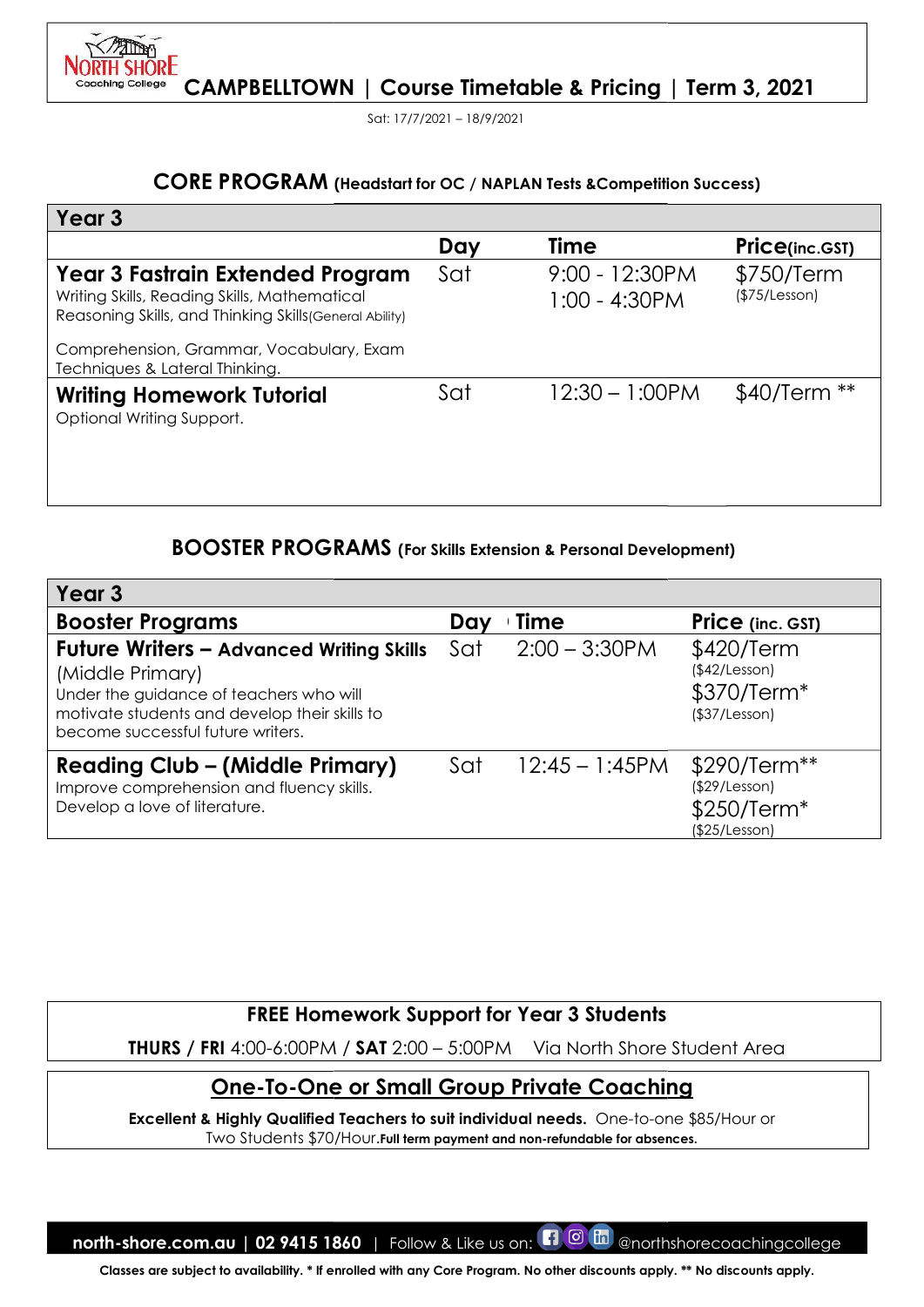# CAMPBELLTOWN | Course Timetable & Pricing | Term 3, 2021

Sat: 17/7/2021 – 18/9/2021

## CORE PROGRAM (Headstart for OC / NAPLAN Tests &Competition Success)

| Year 3 | | | |
|---|---|---|---|
| | **Day** | **Time** | **Price(inc.GST)** |
| **Year 3 Fastrain Extended Program**<br>Writing Skills, Reading Skills, Mathematical Reasoning Skills, and Thinking Skills(General Ability)<br><br>Comprehension, Grammar, Vocabulary, Exam Techniques & Lateral Thinking. | Sat | 9:00 - 12:30PM<br>1:00 - 4:30PM | $750/Term<br>($75/Lesson) |
| **Writing Homework Tutorial**<br>Optional Writing Support. | Sat | 12:30 – 1:00PM | $40/Term ** |

## BOOSTER PROGRAMS (For Skills Extension & Personal Development)

| Year 3 | | | |
|---|---|---|---|
| **Booster Programs** | **Day** | **Time** | **Price (inc. GST)** |
| **Future Writers – Advanced Writing Skills** (Middle Primary)<br>Under the guidance of teachers who will motivate students and develop their skills to become successful future writers. | Sat | 2:00 – 3:30PM | $420/Term<br>($42/Lesson)<br>$370/Term*<br>($37/Lesson) |
| **Reading Club – (Middle Primary)**<br>Improve comprehension and fluency skills. Develop a love of literature. | Sat | 12:45 – 1:45PM | $290/Term**<br>($29/Lesson)<br>$250/Term*<br>($25/Lesson) |

**FREE Homework Support for Year 3 Students**

**THURS / FRI** 4:00-6:00PM / **SAT** 2:00 – 5:00PM Via North Shore Student Area

**One-To-One or Small Group Private Coaching**

**Excellent & Highly Qualified Teachers to suit individual needs.** One-to-one $85/Hour or Two Students $70/Hour.**Full term payment and non-refundable for absences.**

north-shore.com.au | 02 9415 1860 | Follow & Like us on: @northshorecoachingcollege

**Classes are subject to availability. * If enrolled with any Core Program. No other discounts apply. ** No discounts apply.**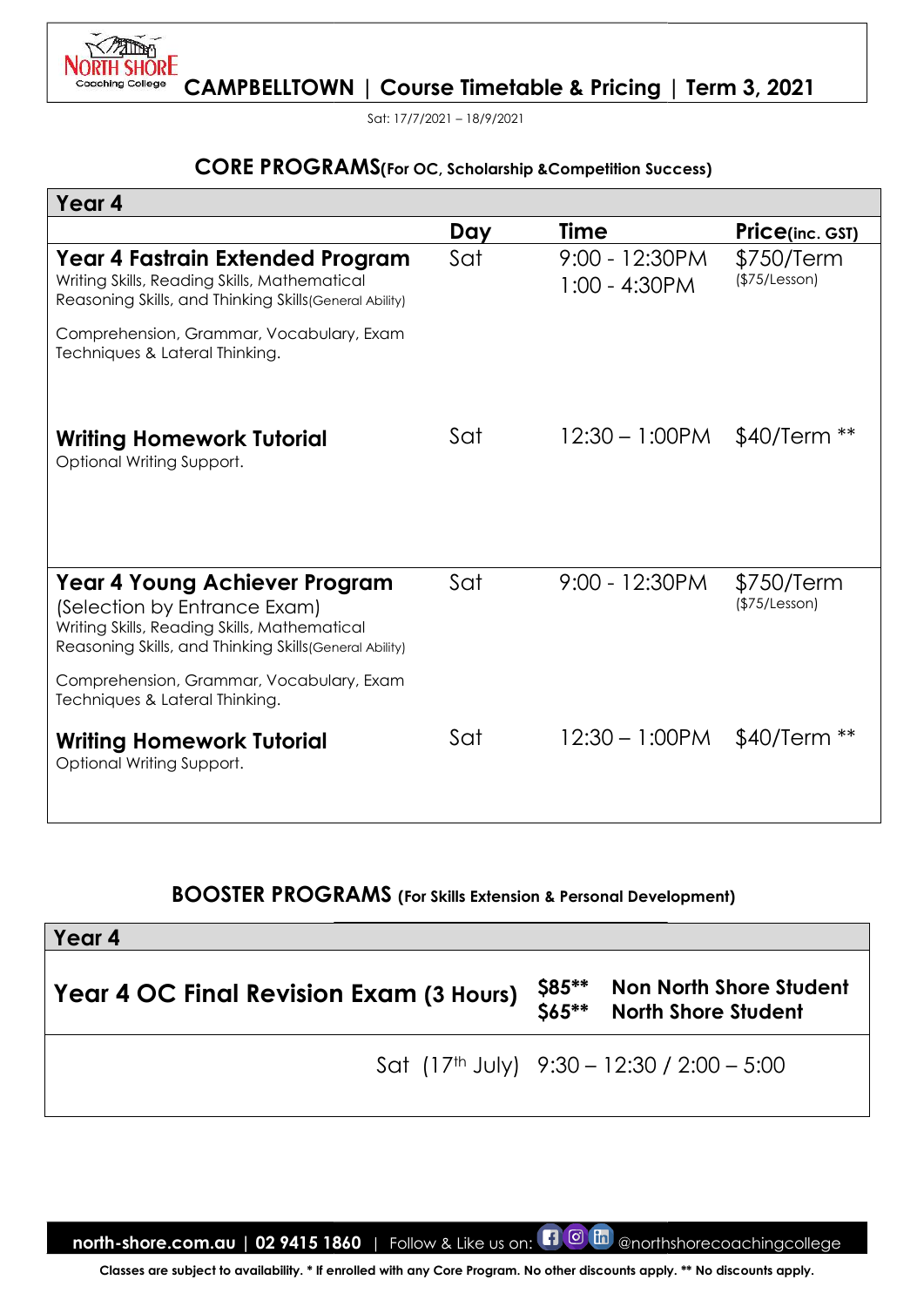# CAMPBELLTOWN | Course Timetable & Pricing | Term 3, 2021

Sat: 17/7/2021 – 18/9/2021

## CORE PROGRAMS (For OC, Scholarship & Competition Success)

| Year 4 | Day | Time | Price (inc. GST) |
|---|---|---|---|
| **Year 4 Fastrain Extended Program**<br>Writing Skills, Reading Skills, Mathematical Reasoning Skills, and Thinking Skills (General Ability)<br>Comprehension, Grammar, Vocabulary, Exam Techniques & Lateral Thinking. | Sat | 9:00 - 12:30PM<br>1:00 - 4:30PM | $750/Term<br>($75/Lesson) |
| **Writing Homework Tutorial**<br>Optional Writing Support. | Sat | 12:30 – 1:00PM | $40/Term ** |
| **Year 4 Young Achiever Program**<br>(Selection by Entrance Exam)<br>Writing Skills, Reading Skills, Mathematical Reasoning Skills, and Thinking Skills (General Ability)<br>Comprehension, Grammar, Vocabulary, Exam Techniques & Lateral Thinking. | Sat | 9:00 - 12:30PM | $750/Term<br>($75/Lesson) |
| **Writing Homework Tutorial**<br>Optional Writing Support. | Sat | 12:30 – 1:00PM | $40/Term ** |

## BOOSTER PROGRAMS (For Skills Extension & Personal Development)

| Year 4 | | |
|---|---|---|
| **Year 4 OC Final Revision Exam (3 Hours)** | $85**<br>$65** | Non North Shore Student<br>North Shore Student |
| Sat (17th July) 9:30 – 12:30 / 2:00 – 5:00 | | |

north-shore.com.au | 02 9415 1860 | Follow & Like us on: @northshorecoachingcollege

Classes are subject to availability. * If enrolled with any Core Program. No other discounts apply. ** No discounts apply.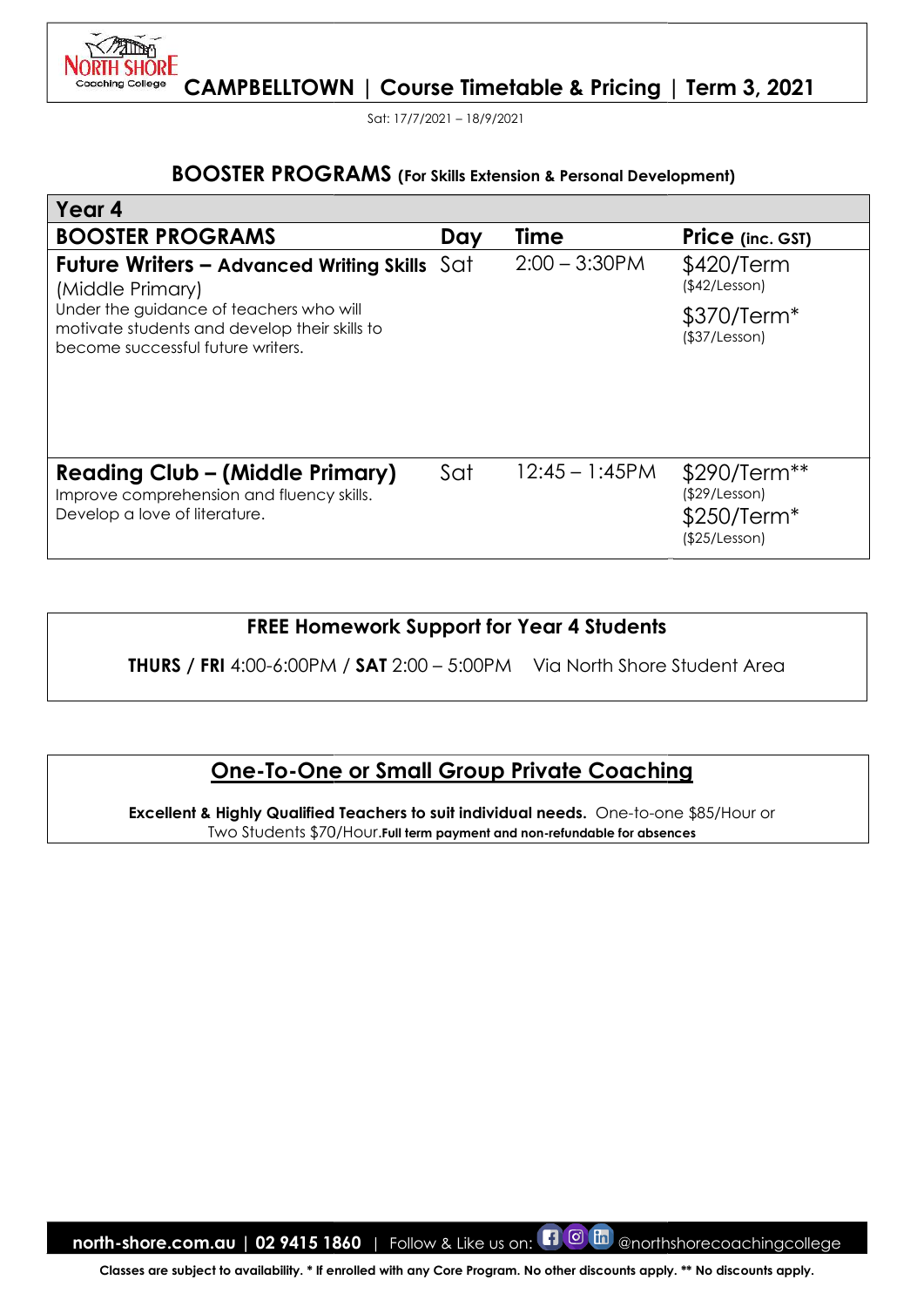# CAMPBELLTOWN | Course Timetable & Pricing | Term 3, 2021

Sat: 17/7/2021 – 18/9/2021

## BOOSTER PROGRAMS (For Skills Extension & Personal Development)

| Year 4 | | | |
|---|---|---|---|
| **BOOSTER PROGRAMS** | **Day** | **Time** | **Price (inc. GST)** |
| **Future Writers – Advanced Writing Skills** (Middle Primary)<br>Under the guidance of teachers who will motivate students and develop their skills to become successful future writers. | Sat | 2:00 – 3:30PM | $420/Term ($42/Lesson)<br>$370/Term* ($37/Lesson) |
| **Reading Club – (Middle Primary)**<br>Improve comprehension and fluency skills. Develop a love of literature. | Sat | 12:45 – 1:45PM | $290/Term** ($29/Lesson)<br>$250/Term* ($25/Lesson) |

**FREE Homework Support for Year 4 Students**

**THURS / FRI** 4:00-6:00PM / **SAT** 2:00 – 5:00PM   Via North Shore Student Area

## One-To-One or Small Group Private Coaching

**Excellent & Highly Qualified Teachers to suit individual needs.** One-to-one $85/Hour or Two Students $70/Hour. **Full term payment and non-refundable for absences**

north-shore.com.au | 02 9415 1860 | Follow & Like us on: @northshorecoachingcollege

**Classes are subject to availability. * If enrolled with any Core Program. No other discounts apply. ** No discounts apply.**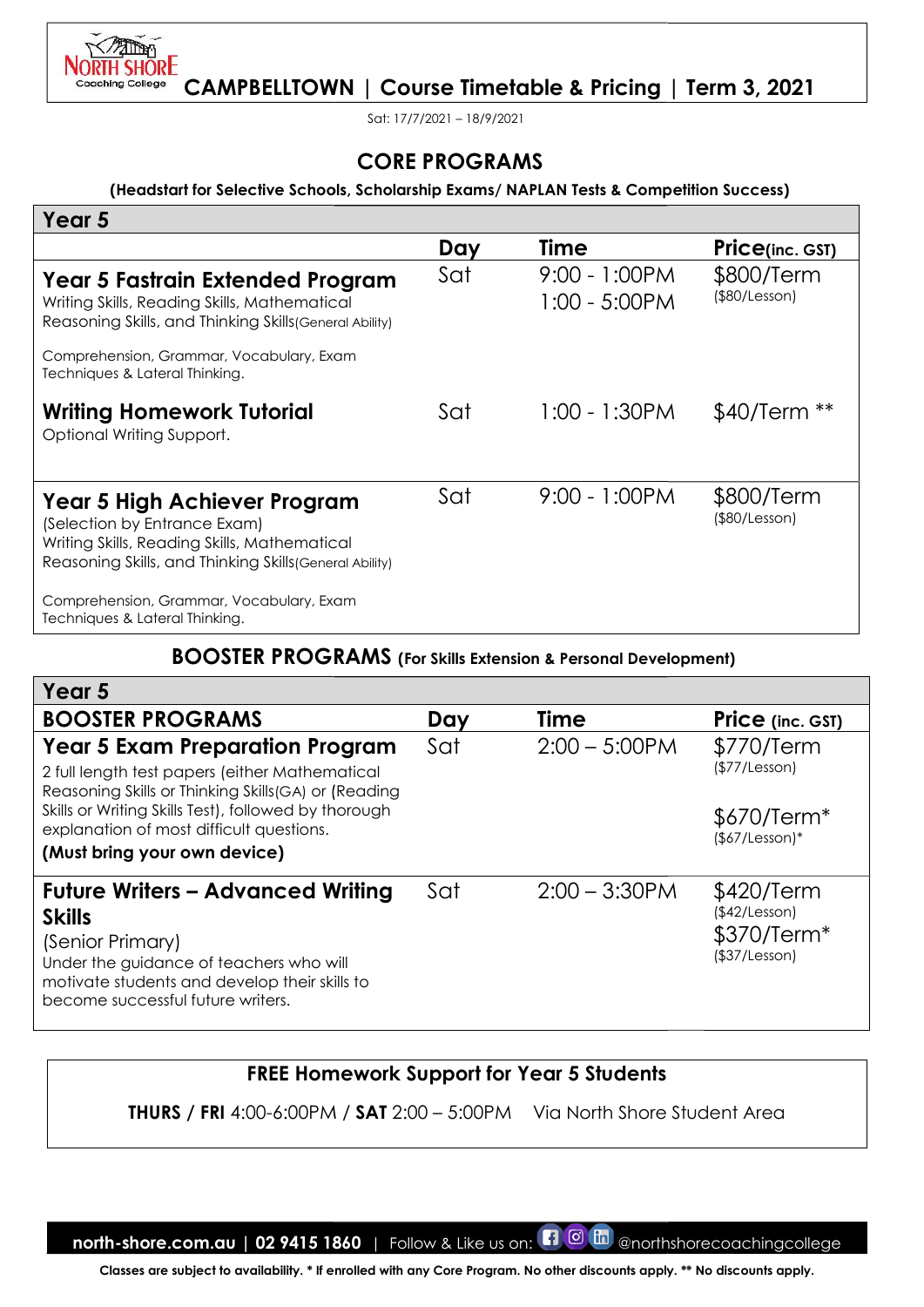# CAMPBELLTOWN | Course Timetable & Pricing | Term 3, 2021

Sat: 17/7/2021 – 18/9/2021

## CORE PROGRAMS

**(Headstart for Selective Schools, Scholarship Exams/ NAPLAN Tests & Competition Success)**

| Year 5 | Day | Time | Price(inc. GST) |
|---|---|---|---|
| **Year 5 Fastrain Extended Program**<br>Writing Skills, Reading Skills, Mathematical Reasoning Skills, and Thinking Skills(General Ability)<br><br>Comprehension, Grammar, Vocabulary, Exam Techniques & Lateral Thinking. | Sat | 9:00 - 1:00PM<br>1:00 - 5:00PM | $800/Term<br>($80/Lesson) |
| **Writing Homework Tutorial**<br>Optional Writing Support. | Sat | 1:00 - 1:30PM | $40/Term ** |
| **Year 5 High Achiever Program**<br>(Selection by Entrance Exam)<br>Writing Skills, Reading Skills, Mathematical Reasoning Skills, and Thinking Skills(General Ability)<br><br>Comprehension, Grammar, Vocabulary, Exam Techniques & Lateral Thinking. | Sat | 9:00 - 1:00PM | $800/Term<br>($80/Lesson) |

## BOOSTER PROGRAMS (For Skills Extension & Personal Development)

| Year 5<br>**BOOSTER PROGRAMS** | Day | Time | Price (inc. GST) |
|---|---|---|---|
| **Year 5 Exam Preparation Program**<br>2 full length test papers (either Mathematical Reasoning Skills or Thinking Skills(GA) or (Reading Skills or Writing Skills Test), followed by thorough explanation of most difficult questions.<br>**(Must bring your own device)** | Sat | 2:00 – 5:00PM | $770/Term<br>($77/Lesson)<br><br>$670/Term*<br>($67/Lesson)* |
| **Future Writers – Advanced Writing Skills**<br>(Senior Primary)<br>Under the guidance of teachers who will motivate students and develop their skills to become successful future writers. | Sat | 2:00 – 3:30PM | $420/Term<br>($42/Lesson)<br>$370/Term*<br>($37/Lesson) |

**FREE Homework Support for Year 5 Students**

**THURS / FRI** 4:00-6:00PM / **SAT** 2:00 – 5:00PM Via North Shore Student Area

**north-shore.com.au | 02 9415 1860** | Follow & Like us on: @northshorecoachingcollege

**Classes are subject to availability. * If enrolled with any Core Program. No other discounts apply. ** No discounts apply.**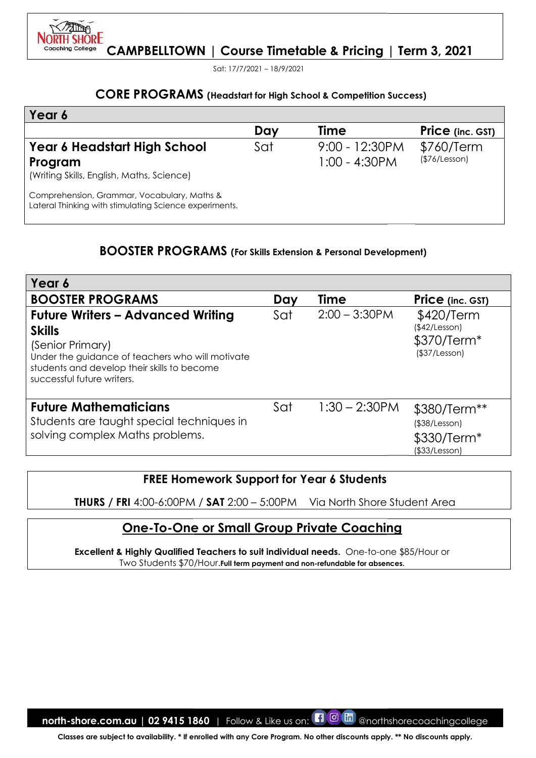# CAMPBELLTOWN | Course Timetable & Pricing | Term 3, 2021

Sat: 17/7/2021 – 18/9/2021

## CORE PROGRAMS (Headstart for High School & Competition Success)

| Year 6 | | | |
|---|---|---|---|
| | **Day** | **Time** | **Price** (inc. GST) |
| **Year 6 Headstart High School Program**<br>(Writing Skills, English, Maths, Science)<br>Comprehension, Grammar, Vocabulary, Maths & Lateral Thinking with stimulating Science experiments. | Sat | 9:00 - 12:30PM<br>1:00 - 4:30PM | $760/Term<br>($76/Lesson) |

## BOOSTER PROGRAMS (For Skills Extension & Personal Development)

| Year 6 | | | |
|---|---|---|---|
| **BOOSTER PROGRAMS** | **Day** | **Time** | **Price** (inc. GST) |
| **Future Writers – Advanced Writing Skills**<br>(Senior Primary)<br>Under the guidance of teachers who will motivate students and develop their skills to become successful future writers. | Sat | 2:00 – 3:30PM | $420/Term<br>($42/Lesson)<br>$370/Term*<br>($37/Lesson) |
| **Future Mathematicians**<br>Students are taught special techniques in solving complex Maths problems. | Sat | 1:30 – 2:30PM | $380/Term**<br>($38/Lesson)<br>$330/Term*<br>($33/Lesson) |

### FREE Homework Support for Year 6 Students

**THURS / FRI** 4:00-6:00PM / **SAT** 2:00 – 5:00PM Via North Shore Student Area

### One-To-One or Small Group Private Coaching

**Excellent & Highly Qualified Teachers to suit individual needs.** One-to-one $85/Hour or Two Students $70/Hour. **Full term payment and non-refundable for absences.**

**north-shore.com.au | 02 9415 1860** | Follow & Like us on: @northshorecoachingcollege

**Classes are subject to availability. * If enrolled with any Core Program. No other discounts apply. ** No discounts apply.**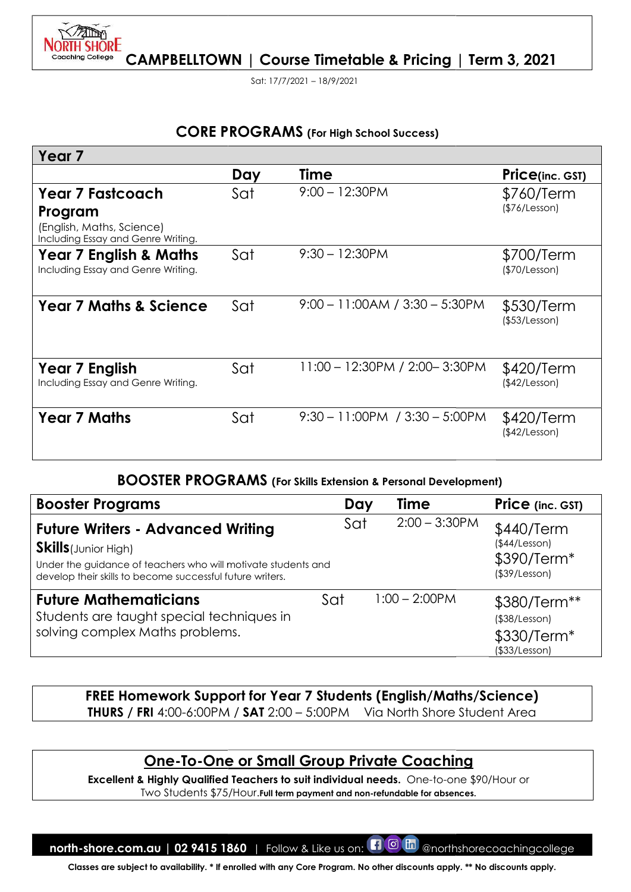# CAMPBELLTOWN | Course Timetable & Pricing | Term 3, 2021

Sat: 17/7/2021 – 18/9/2021

## CORE PROGRAMS (For High School Success)

| Year 7 | Day | Time | Price(inc. GST) |
|---|---|---|---|
| **Year 7 Fastcoach Program** (English, Maths, Science) Including Essay and Genre Writing. | Sat | 9:00 – 12:30PM | $760/Term ($76/Lesson) |
| **Year 7 English & Maths** Including Essay and Genre Writing. | Sat | 9:30 – 12:30PM | $700/Term ($70/Lesson) |
| **Year 7 Maths & Science** | Sat | 9:00 – 11:00AM / 3:30 – 5:30PM | $530/Term ($53/Lesson) |
| **Year 7 English** Including Essay and Genre Writing. | Sat | 11:00 – 12:30PM / 2:00– 3:30PM | $420/Term ($42/Lesson) |
| **Year 7 Maths** | Sat | 9:30 – 11:00PM / 3:30 – 5:00PM | $420/Term ($42/Lesson) |

## BOOSTER PROGRAMS (For Skills Extension & Personal Development)

| Booster Programs | Day | Time | Price (inc. GST) |
|---|---|---|---|
| **Future Writers - Advanced Writing Skills**(Junior High) Under the guidance of teachers who will motivate students and develop their skills to become successful future writers. | Sat | 2:00 – 3:30PM | $440/Term ($44/Lesson) $390/Term* ($39/Lesson) |
| **Future Mathematicians** Students are taught special techniques in solving complex Maths problems. | Sat | 1:00 – 2:00PM | $380/Term** ($38/Lesson) $330/Term* ($33/Lesson) |

**FREE Homework Support for Year 7 Students (English/Maths/Science)**
**THURS / FRI** 4:00-6:00PM / **SAT** 2:00 – 5:00PM Via North Shore Student Area

## One-To-One or Small Group Private Coaching

**Excellent & Highly Qualified Teachers to suit individual needs.** One-to-one $90/Hour or Two Students $75/Hour.**Full term payment and non-refundable for absences.**

**north-shore.com.au | 02 9415 1860** | Follow & Like us on: @northshorecoachingcollege

**Classes are subject to availability. * If enrolled with any Core Program. No other discounts apply. ** No discounts apply.**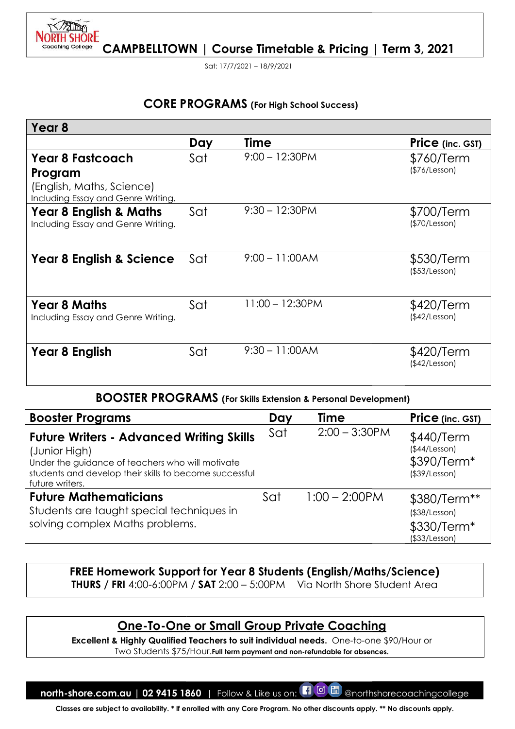# CAMPBELLTOWN | Course Timetable & Pricing | Term 3, 2021

Sat: 17/7/2021 – 18/9/2021

## CORE PROGRAMS (For High School Success)

| Year 8 | Day | Time | Price (inc. GST) |
|---|---|---|---|
| **Year 8 Fastcoach Program** (English, Maths, Science) Including Essay and Genre Writing. | Sat | 9:00 – 12:30PM | $760/Term ($76/Lesson) |
| **Year 8 English & Maths** Including Essay and Genre Writing. | Sat | 9:30 – 12:30PM | $700/Term ($70/Lesson) |
| **Year 8 English & Science** | Sat | 9:00 – 11:00AM | $530/Term ($53/Lesson) |
| **Year 8 Maths** Including Essay and Genre Writing. | Sat | 11:00 – 12:30PM | $420/Term ($42/Lesson) |
| **Year 8 English** | Sat | 9:30 – 11:00AM | $420/Term ($42/Lesson) |

## BOOSTER PROGRAMS (For Skills Extension & Personal Development)

| Booster Programs | Day | Time | Price (inc. GST) |
|---|---|---|---|
| **Future Writers - Advanced Writing Skills** (Junior High) Under the guidance of teachers who will motivate students and develop their skills to become successful future writers. | Sat | 2:00 – 3:30PM | $440/Term ($44/Lesson) $390/Term* ($39/Lesson) |
| **Future Mathematicians** Students are taught special techniques in solving complex Maths problems. | Sat | 1:00 – 2:00PM | $380/Term** ($38/Lesson) $330/Term* ($33/Lesson) |

**FREE Homework Support for Year 8 Students (English/Maths/Science)**
**THURS / FRI** 4:00-6:00PM / **SAT** 2:00 – 5:00PM Via North Shore Student Area

## One-To-One or Small Group Private Coaching

**Excellent & Highly Qualified Teachers to suit individual needs.** One-to-one $90/Hour or Two Students $75/Hour.**Full term payment and non-refundable for absences.**

**north-shore.com.au | 02 9415 1860** | Follow & Like us on: @northshorecoachingcollege

**Classes are subject to availability. * If enrolled with any Core Program. No other discounts apply. ** No discounts apply.**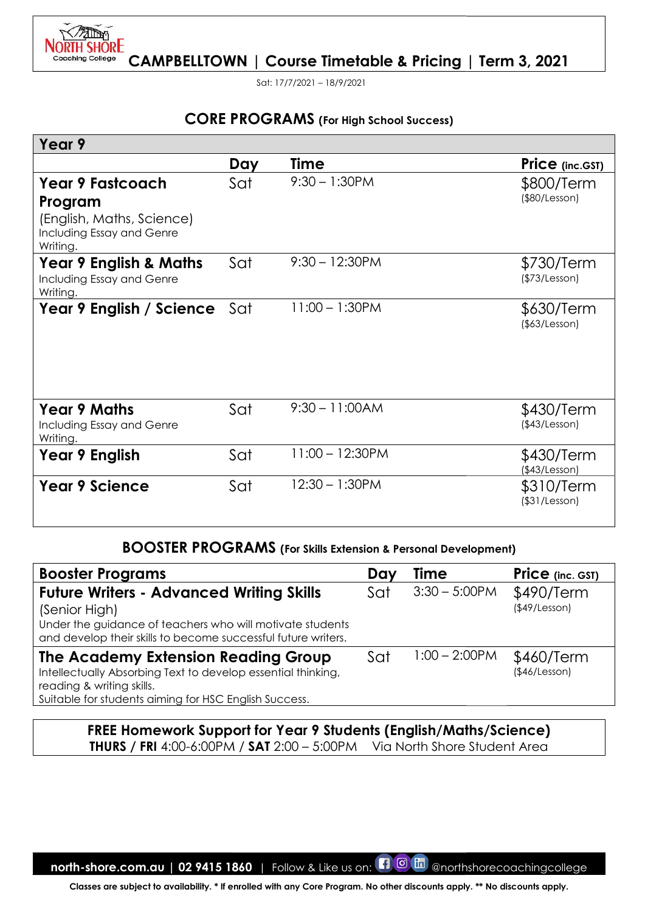# CAMPBELLTOWN | Course Timetable & Pricing | Term 3, 2021

Sat: 17/7/2021 – 18/9/2021

## CORE PROGRAMS (For High School Success)

| Year 9 | | | |
|---|---|---|---|
| | **Day** | **Time** | **Price** (inc.GST) |
| **Year 9 Fastcoach Program** (English, Maths, Science) Including Essay and Genre Writing. | Sat | 9:30 – 1:30PM | $800/Term ($80/Lesson) |
| **Year 9 English & Maths** Including Essay and Genre Writing. | Sat | 9:30 – 12:30PM | $730/Term ($73/Lesson) |
| **Year 9 English / Science** | Sat | 11:00 – 1:30PM | $630/Term ($63/Lesson) |
| **Year 9 Maths** Including Essay and Genre Writing. | Sat | 9:30 – 11:00AM | $430/Term ($43/Lesson) |
| **Year 9 English** | Sat | 11:00 – 12:30PM | $430/Term ($43/Lesson) |
| **Year 9 Science** | Sat | 12:30 – 1:30PM | $310/Term ($31/Lesson) |

## BOOSTER PROGRAMS (For Skills Extension & Personal Development)

| **Booster Programs** | **Day** | **Time** | **Price** (inc. GST) |
|---|---|---|---|
| **Future Writers - Advanced Writing Skills** (Senior High) Under the guidance of teachers who will motivate students and develop their skills to become successful future writers. | Sat | 3:30 – 5:00PM | $490/Term ($49/Lesson) |
| **The Academy Extension Reading Group** Intellectually Absorbing Text to develop essential thinking, reading & writing skills. Suitable for students aiming for HSC English Success. | Sat | 1:00 – 2:00PM | $460/Term ($46/Lesson) |

**FREE Homework Support for Year 9 Students (English/Maths/Science)**
**THURS / FRI** 4:00-6:00PM / **SAT** 2:00 – 5:00PM Via North Shore Student Area

**north-shore.com.au | 02 9415 1860** | Follow & Like us on: @northshorecoachingcollege

**Classes are subject to availability. * If enrolled with any Core Program. No other discounts apply. ** No discounts apply.**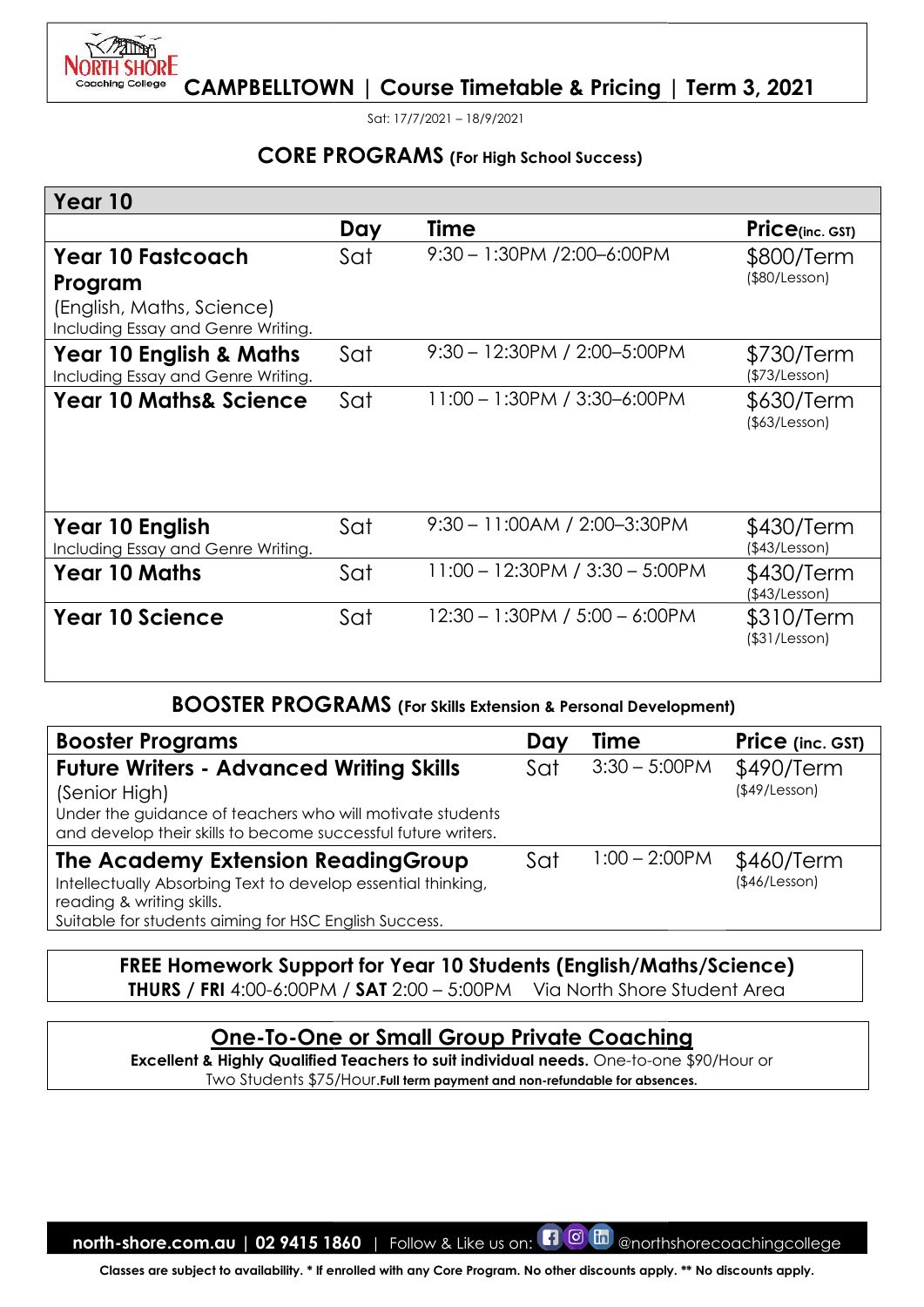# CAMPBELLTOWN | Course Timetable & Pricing | Term 3, 2021

Sat: 17/7/2021 – 18/9/2021

## CORE PROGRAMS (For High School Success)

| Year 10 | Day | Time | Price(inc. GST) |
|---|---|---|---|
| **Year 10 Fastcoach Program** (English, Maths, Science) Including Essay and Genre Writing. | Sat | 9:30 – 1:30PM /2:00–6:00PM | $800/Term ($80/Lesson) |
| **Year 10 English & Maths** Including Essay and Genre Writing. | Sat | 9:30 – 12:30PM / 2:00–5:00PM | $730/Term ($73/Lesson) |
| **Year 10 Maths& Science** | Sat | 11:00 – 1:30PM / 3:30–6:00PM | $630/Term ($63/Lesson) |
| **Year 10 English** Including Essay and Genre Writing. | Sat | 9:30 – 11:00AM / 2:00–3:30PM | $430/Term ($43/Lesson) |
| **Year 10 Maths** | Sat | 11:00 – 12:30PM / 3:30 – 5:00PM | $430/Term ($43/Lesson) |
| **Year 10 Science** | Sat | 12:30 – 1:30PM / 5:00 – 6:00PM | $310/Term ($31/Lesson) |

## BOOSTER PROGRAMS (For Skills Extension & Personal Development)

| Booster Programs | Day | Time | Price (inc. GST) |
|---|---|---|---|
| **Future Writers - Advanced Writing Skills** (Senior High) Under the guidance of teachers who will motivate students and develop their skills to become successful future writers. | Sat | 3:30 – 5:00PM | $490/Term ($49/Lesson) |
| **The Academy Extension ReadingGroup** Intellectually Absorbing Text to develop essential thinking, reading & writing skills. Suitable for students aiming for HSC English Success. | Sat | 1:00 – 2:00PM | $460/Term ($46/Lesson) |

**FREE Homework Support for Year 10 Students (English/Maths/Science)**
**THURS / FRI** 4:00-6:00PM / **SAT** 2:00 – 5:00PM Via North Shore Student Area

## One-To-One or Small Group Private Coaching

**Excellent & Highly Qualified Teachers to suit individual needs.** One-to-one $90/Hour or Two Students $75/Hour.**Full term payment and non-refundable for absences.**

north-shore.com.au | 02 9415 1860 | Follow & Like us on: @northshorecoachingcollege

**Classes are subject to availability. * If enrolled with any Core Program. No other discounts apply. ** No discounts apply.**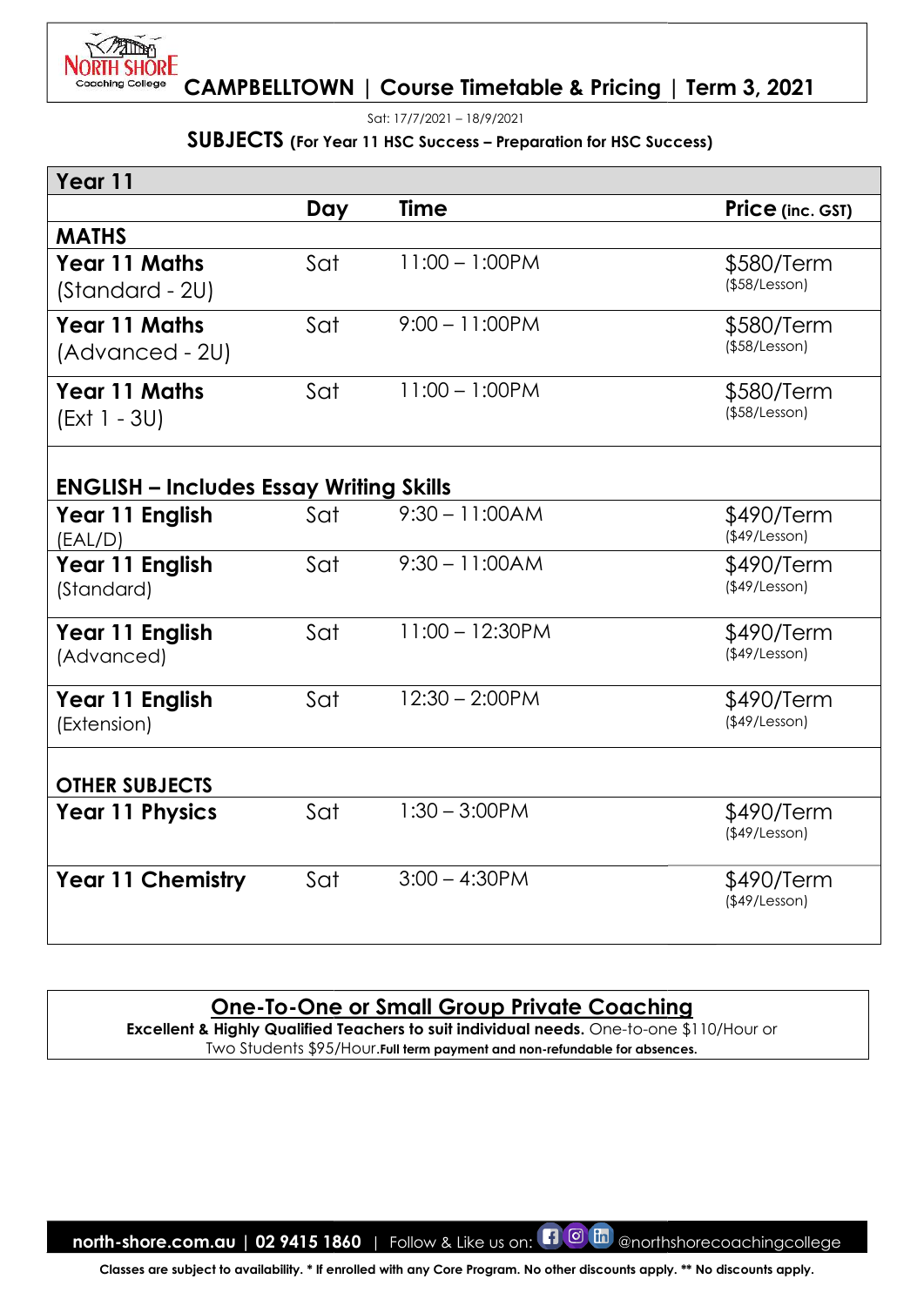# CAMPBELLTOWN | Course Timetable & Pricing | Term 3, 2021

Sat: 17/7/2021 – 18/9/2021

## SUBJECTS (For Year 11 HSC Success – Preparation for HSC Success)

| Year 11 | | | |
|---|---|---|---|
| | **Day** | **Time** | **Price (inc. GST)** |
| **MATHS** | | | |
| **Year 11 Maths** (Standard - 2U) | Sat | 11:00 – 1:00PM | $580/Term ($58/Lesson) |
| **Year 11 Maths** (Advanced - 2U) | Sat | 9:00 – 11:00PM | $580/Term ($58/Lesson) |
| **Year 11 Maths** (Ext 1 - 3U) | Sat | 11:00 – 1:00PM | $580/Term ($58/Lesson) |
| **ENGLISH – Includes Essay Writing Skills** | | | |
| **Year 11 English** (EAL/D) | Sat | 9:30 – 11:00AM | $490/Term ($49/Lesson) |
| **Year 11 English** (Standard) | Sat | 9:30 – 11:00AM | $490/Term ($49/Lesson) |
| **Year 11 English** (Advanced) | Sat | 11:00 – 12:30PM | $490/Term ($49/Lesson) |
| **Year 11 English** (Extension) | Sat | 12:30 – 2:00PM | $490/Term ($49/Lesson) |
| **OTHER SUBJECTS** | | | |
| **Year 11 Physics** | Sat | 1:30 – 3:00PM | $490/Term ($49/Lesson) |
| **Year 11 Chemistry** | Sat | 3:00 – 4:30PM | $490/Term ($49/Lesson) |

## One-To-One or Small Group Private Coaching

**Excellent & Highly Qualified Teachers to suit individual needs.** One-to-one $110/Hour or Two Students $95/Hour. **Full term payment and non-refundable for absences.**

**north-shore.com.au | 02 9415 1860** | Follow & Like us on: @northshorecoachingcollege

**Classes are subject to availability. * If enrolled with any Core Program. No other discounts apply. ** No discounts apply.**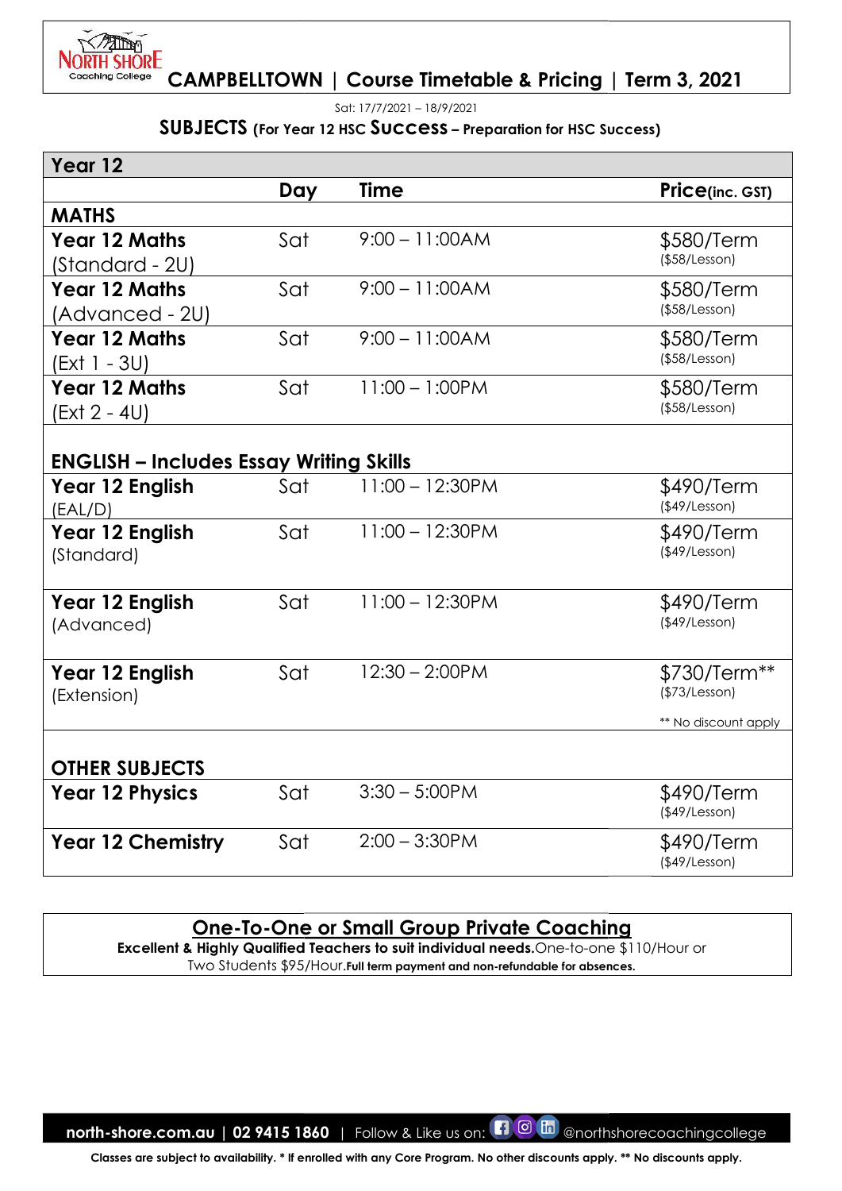# CAMPBELLTOWN | Course Timetable & Pricing | Term 3, 2021

Sat: 17/7/2021 – 18/9/2021

## SUBJECTS (For Year 12 HSC Success – Preparation for HSC Success)

| Year 12 | | | |
|---|---|---|---|
| | **Day** | **Time** | **Price(inc. GST)** |
| **MATHS** | | | |
| **Year 12 Maths** (Standard - 2U) | Sat | 9:00 – 11:00AM | $580/Term ($58/Lesson) |
| **Year 12 Maths** (Advanced - 2U) | Sat | 9:00 – 11:00AM | $580/Term ($58/Lesson) |
| **Year 12 Maths** (Ext 1 - 3U) | Sat | 9:00 – 11:00AM | $580/Term ($58/Lesson) |
| **Year 12 Maths** (Ext 2 - 4U) | Sat | 11:00 – 1:00PM | $580/Term ($58/Lesson) |
| **ENGLISH – Includes Essay Writing Skills** | | | |
| **Year 12 English** (EAL/D) | Sat | 11:00 – 12:30PM | $490/Term ($49/Lesson) |
| **Year 12 English** (Standard) | Sat | 11:00 – 12:30PM | $490/Term ($49/Lesson) |
| **Year 12 English** (Advanced) | Sat | 11:00 – 12:30PM | $490/Term ($49/Lesson) |
| **Year 12 English** (Extension) | Sat | 12:30 – 2:00PM | $730/Term** ($73/Lesson) ** No discount apply |
| **OTHER SUBJECTS** | | | |
| **Year 12 Physics** | Sat | 3:30 – 5:00PM | $490/Term ($49/Lesson) |
| **Year 12 Chemistry** | Sat | 2:00 – 3:30PM | $490/Term ($49/Lesson) |

## One-To-One or Small Group Private Coaching

**Excellent & Highly Qualified Teachers to suit individual needs.** One-to-one $110/Hour or Two Students $95/Hour. **Full term payment and non-refundable for absences.**

**north-shore.com.au | 02 9415 1860** | Follow & Like us on: @northshorecoachingcollege

**Classes are subject to availability. * If enrolled with any Core Program. No other discounts apply. ** No discounts apply.**